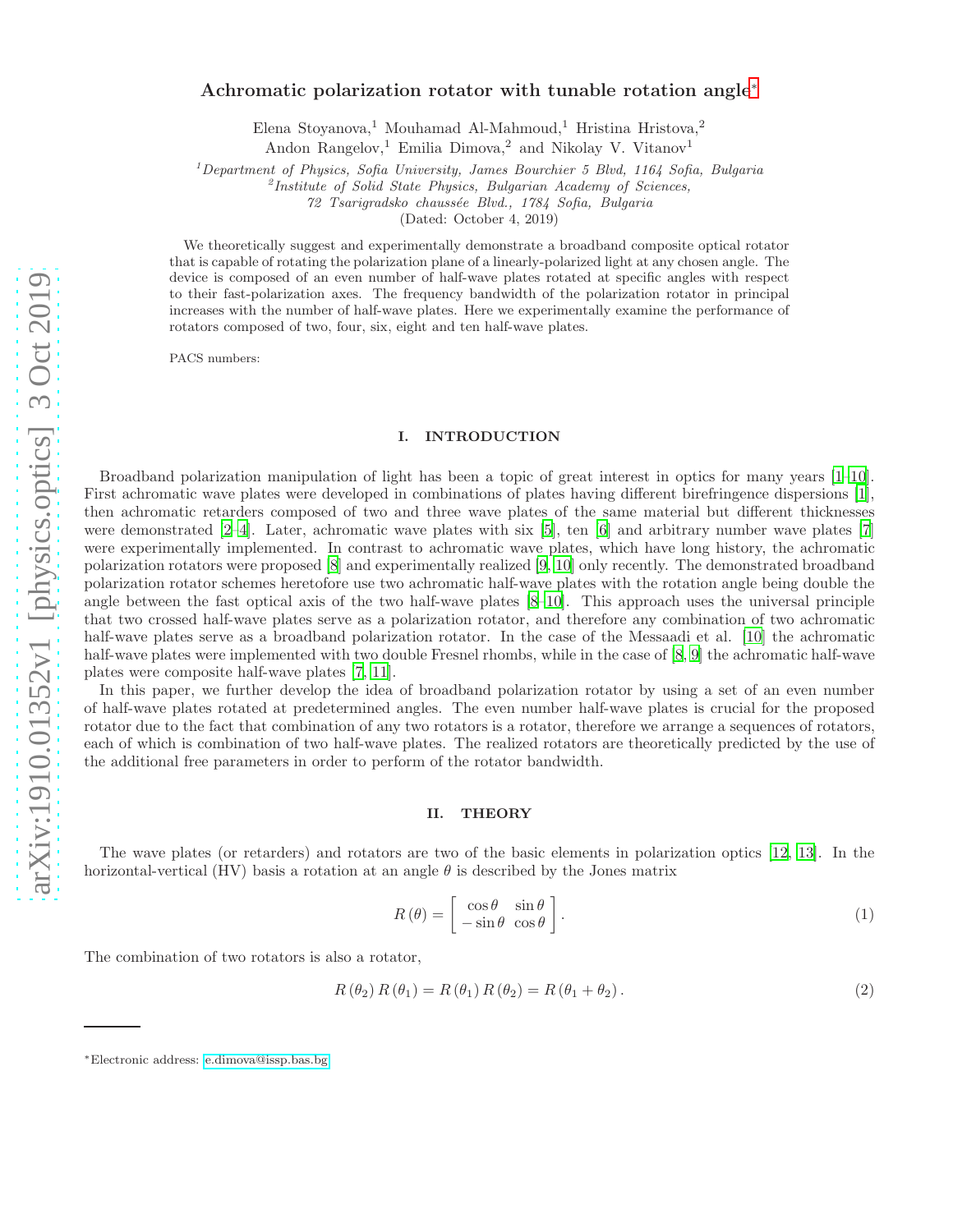# Achromatic polarization rotator with tunable rotation angle*

Elena Stoyanova,[1] Mouhamad Al-Mahmoud,[1] Hristina Hristova,[2] Andon Rangelov,[1] Emilia Dimova,[2] and Nikolay V. Vitanov[1]

[1] *Department of Physics, Sofia University, James Bourchier 5 Blvd, 1164 Sofia, Bulgaria*
[2] *Institute of Solid State Physics, Bulgarian Academy of Sciences, 72 Tsarigradsko chaussée Blvd., 1784 Sofia, Bulgaria*

(Dated: October 4, 2019)

We theoretically suggest and experimentally demonstrate a broadband composite optical rotator that is capable of rotating the polarization plane of a linearly-polarized light at any chosen angle. The device is composed of an even number of half-wave plates rotated at specific angles with respect to their fast-polarization axes. The frequency bandwidth of the polarization rotator in principal increases with the number of half-wave plates. Here we experimentally examine the performance of rotators composed of two, four, six, eight and ten half-wave plates.

PACS numbers:

## I. INTRODUCTION

Broadband polarization manipulation of light has been a topic of great interest in optics for many years [1–10]. First achromatic wave plates were developed in combinations of plates having different birefringence dispersions [1], then achromatic retarders composed of two and three wave plates of the same material but different thicknesses were demonstrated [2–4]. Later, achromatic wave plates with six [5], ten [6] and arbitrary number wave plates [7] were experimentally implemented. In contrast to achromatic wave plates, which have long history, the achromatic polarization rotators were proposed [8] and experimentally realized [9, 10] only recently. The demonstrated broadband polarization rotator schemes heretofore use two achromatic half-wave plates with the rotation angle being double the angle between the fast optical axis of the two half-wave plates [8–10]. This approach uses the universal principle that two crossed half-wave plates serve as a polarization rotator, and therefore any combination of two achromatic half-wave plates serve as a broadband polarization rotator. In the case of the Messaadi et al. [10] the achromatic half-wave plates were implemented with two double Fresnel rhombs, while in the case of [8, 9] the achromatic half-wave plates were composite half-wave plates [7, 11].

In this paper, we further develop the idea of broadband polarization rotator by using a set of an even number of half-wave plates rotated at predetermined angles. The even number half-wave plates is crucial for the proposed rotator due to the fact that combination of any two rotators is a rotator, therefore we arrange a sequences of rotators, each of which is combination of two half-wave plates. The realized rotators are theoretically predicted by the use of the additional free parameters in order to perform of the rotator bandwidth.

## II. THEORY

The wave plates (or retarders) and rotators are two of the basic elements in polarization optics [12, 13]. In the horizontal-vertical (HV) basis a rotation at an angle $\theta$ is described by the Jones matrix

$$R(\theta) = \begin{bmatrix} \cos\theta & \sin\theta \\ -\sin\theta & \cos\theta \end{bmatrix}. \tag{1}$$

The combination of two rotators is also a rotator,

$$R(\theta_2)\,R(\theta_1) = R(\theta_1)\,R(\theta_2) = R(\theta_1 + \theta_2). \tag{2}$$

*Electronic address: e.dimova@issp.bas.bg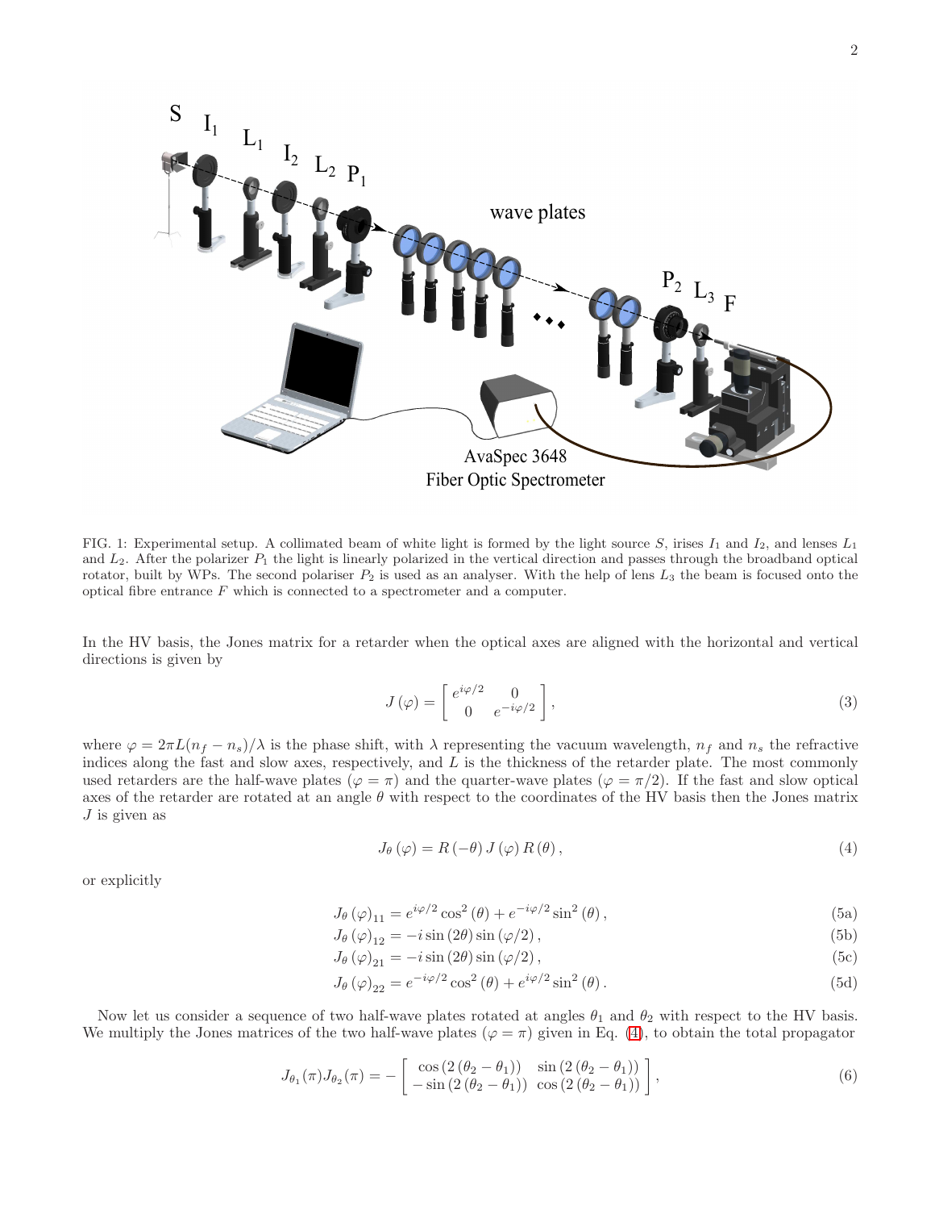FIG. 1: Experimental setup. A collimated beam of white light is formed by the light source $S$, irises $I_1$ and $I_2$, and lenses $L_1$ and $L_2$. After the polarizer $P_1$ the light is linearly polarized in the vertical direction and passes through the broadband optical rotator, built by WPs. The second polariser $P_2$ is used as an analyser. With the help of lens $L_3$ the beam is focused onto the optical fibre entrance $F$ which is connected to a spectrometer and a computer.

In the HV basis, the Jones matrix for a retarder when the optical axes are aligned with the horizontal and vertical directions is given by

$$J(\varphi) = \begin{bmatrix} e^{i\varphi/2} & 0 \\ 0 & e^{-i\varphi/2} \end{bmatrix}, \tag{3}$$

where $\varphi = 2\pi L(n_f - n_s)/\lambda$ is the phase shift, with $\lambda$ representing the vacuum wavelength, $n_f$ and $n_s$ the refractive indices along the fast and slow axes, respectively, and $L$ is the thickness of the retarder plate. The most commonly used retarders are the half-wave plates ($\varphi = \pi$) and the quarter-wave plates ($\varphi = \pi/2$). If the fast and slow optical axes of the retarder are rotated at an angle $\theta$ with respect to the coordinates of the HV basis then the Jones matrix $J$ is given as

$$J_\theta(\varphi) = R(-\theta)\, J(\varphi)\, R(\theta), \tag{4}$$

or explicitly

$$J_\theta(\varphi)_{11} = e^{i\varphi/2}\cos^2(\theta) + e^{-i\varphi/2}\sin^2(\theta), \tag{5a}$$

$$J_\theta(\varphi)_{12} = -i\sin(2\theta)\sin(\varphi/2), \tag{5b}$$

$$J_\theta(\varphi)_{21} = -i\sin(2\theta)\sin(\varphi/2), \tag{5c}$$

$$J_\theta(\varphi)_{22} = e^{-i\varphi/2}\cos^2(\theta) + e^{i\varphi/2}\sin^2(\theta). \tag{5d}$$

Now let us consider a sequence of two half-wave plates rotated at angles $\theta_1$ and $\theta_2$ with respect to the HV basis. We multiply the Jones matrices of the two half-wave plates ($\varphi = \pi$) given in Eq. (4), to obtain the total propagator

$$J_{\theta_1}(\pi) J_{\theta_2}(\pi) = -\begin{bmatrix} \cos(2(\theta_2 - \theta_1)) & \sin(2(\theta_2 - \theta_1)) \\ -\sin(2(\theta_2 - \theta_1)) & \cos(2(\theta_2 - \theta_1)) \end{bmatrix}, \tag{6}$$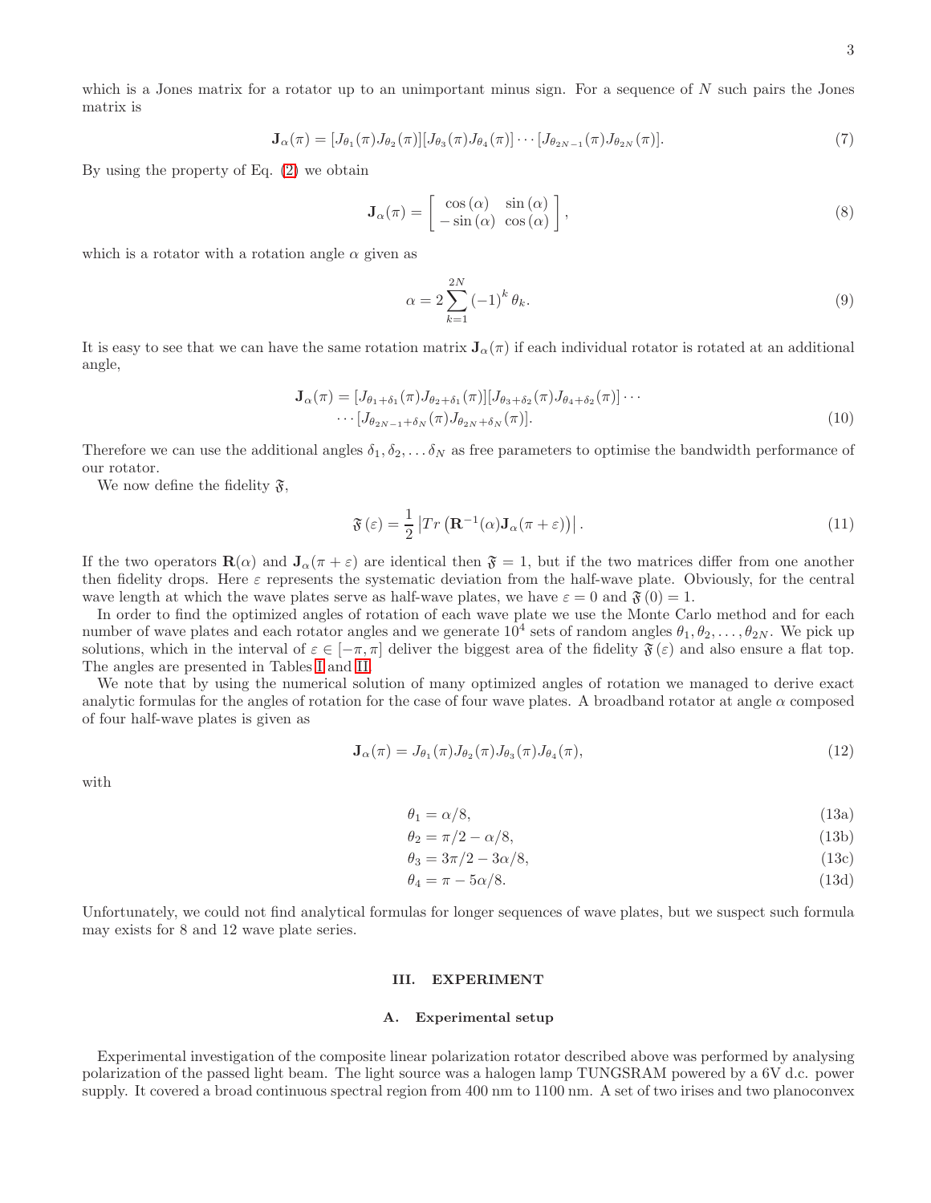which is a Jones matrix for a rotator up to an unimportant minus sign. For a sequence of $N$ such pairs the Jones matrix is

$$\mathbf{J}_{\alpha}(\pi) = [J_{\theta_1}(\pi)J_{\theta_2}(\pi)][J_{\theta_3}(\pi)J_{\theta_4}(\pi)]\cdots[J_{\theta_{2N-1}}(\pi)J_{\theta_{2N}}(\pi)]. \tag{7}$$

By using the property of Eq. (2) we obtain

$$\mathbf{J}_{\alpha}(\pi) = \begin{bmatrix} \cos(\alpha) & \sin(\alpha) \\ -\sin(\alpha) & \cos(\alpha) \end{bmatrix}, \tag{8}$$

which is a rotator with a rotation angle $\alpha$ given as

$$\alpha = 2\sum_{k=1}^{2N}(-1)^k\theta_k. \tag{9}$$

It is easy to see that we can have the same rotation matrix $\mathbf{J}_{\alpha}(\pi)$ if each individual rotator is rotated at an additional angle,

$$\begin{aligned}\mathbf{J}_{\alpha}(\pi) = [J_{\theta_1+\delta_1}(\pi)J_{\theta_2+\delta_1}(\pi)][J_{\theta_3+\delta_2}(\pi)J_{\theta_4+\delta_2}(\pi)]\cdots \\ \cdots[J_{\theta_{2N-1}+\delta_N}(\pi)J_{\theta_{2N}+\delta_N}(\pi)].\end{aligned} \tag{10}$$

Therefore we can use the additional angles $\delta_1, \delta_2, \ldots \delta_N$ as free parameters to optimise the bandwidth performance of our rotator.

We now define the fidelity $\mathfrak{F}$,

$$\mathfrak{F}(\varepsilon) = \frac{1}{2}\left|Tr\left(\mathbf{R}^{-1}(\alpha)\mathbf{J}_{\alpha}(\pi+\varepsilon)\right)\right|. \tag{11}$$

If the two operators $\mathbf{R}(\alpha)$ and $\mathbf{J}_{\alpha}(\pi+\varepsilon)$ are identical then $\mathfrak{F} = 1$, but if the two matrices differ from one another then fidelity drops. Here $\varepsilon$ represents the systematic deviation from the half-wave plate. Obviously, for the central wave length at which the wave plates serve as half-wave plates, we have $\varepsilon = 0$ and $\mathfrak{F}(0) = 1$.

In order to find the optimized angles of rotation of each wave plate we use the Monte Carlo method and for each number of wave plates and each rotator angles and we generate $10^4$ sets of random angles $\theta_1, \theta_2, \ldots, \theta_{2N}$. We pick up solutions, which in the interval of $\varepsilon \in [-\pi, \pi]$ deliver the biggest area of the fidelity $\mathfrak{F}(\varepsilon)$ and also ensure a flat top. The angles are presented in Tables I and II.

We note that by using the numerical solution of many optimized angles of rotation we managed to derive exact analytic formulas for the angles of rotation for the case of four wave plates. A broadband rotator at angle $\alpha$ composed of four half-wave plates is given as

$$\mathbf{J}_{\alpha}(\pi) = J_{\theta_1}(\pi)J_{\theta_2}(\pi)J_{\theta_3}(\pi)J_{\theta_4}(\pi), \tag{12}$$

with

$$\theta_1 = \alpha/8, \tag{13a}$$
$$\theta_2 = \pi/2 - \alpha/8, \tag{13b}$$
$$\theta_3 = 3\pi/2 - 3\alpha/8, \tag{13c}$$
$$\theta_4 = \pi - 5\alpha/8. \tag{13d}$$

Unfortunately, we could not find analytical formulas for longer sequences of wave plates, but we suspect such formula may exists for 8 and 12 wave plate series.

## III. EXPERIMENT

### A. Experimental setup

Experimental investigation of the composite linear polarization rotator described above was performed by analysing polarization of the passed light beam. The light source was a halogen lamp TUNGSRAM powered by a 6V d.c. power supply. It covered a broad continuous spectral region from 400 nm to 1100 nm. A set of two irises and two planoconvex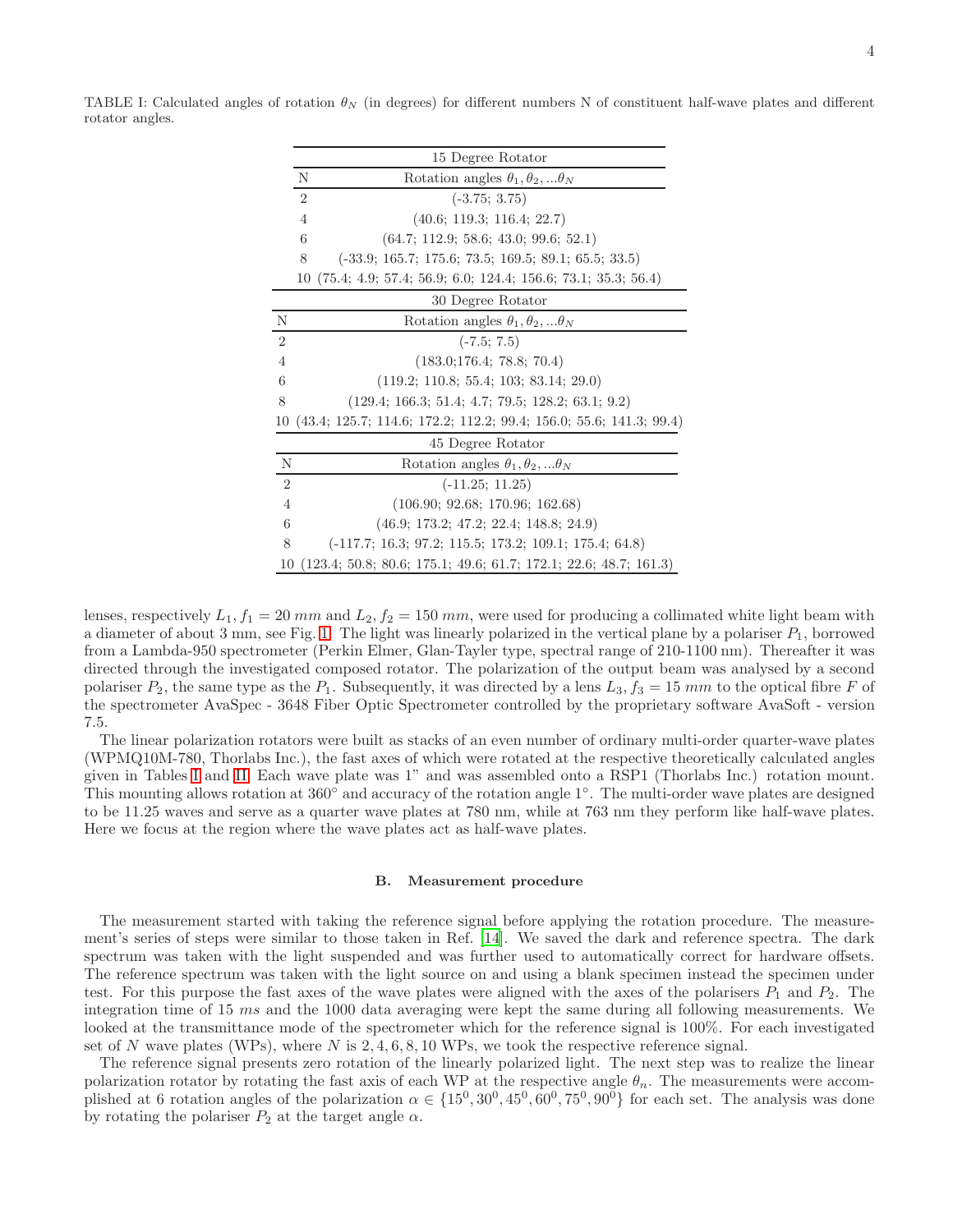TABLE I: Calculated angles of rotation $\theta_N$ (in degrees) for different numbers N of constituent half-wave plates and different rotator angles.

| 15 Degree Rotator | |
|---|---|
| N | Rotation angles $\theta_1, \theta_2, ...\theta_N$ |
| 2 | (-3.75; 3.75) |
| 4 | (40.6; 119.3; 116.4; 22.7) |
| 6 | (64.7; 112.9; 58.6; 43.0; 99.6; 52.1) |
| 8 | (-33.9; 165.7; 175.6; 73.5; 169.5; 89.1; 65.5; 33.5) |
| 10 | (75.4; 4.9; 57.4; 56.9; 6.0; 124.4; 156.6; 73.1; 35.3; 56.4) |

| 30 Degree Rotator | |
|---|---|
| N | Rotation angles $\theta_1, \theta_2, ...\theta_N$ |
| 2 | (-7.5; 7.5) |
| 4 | (183.0;176.4; 78.8; 70.4) |
| 6 | (119.2; 110.8; 55.4; 103; 83.14; 29.0) |
| 8 | (129.4; 166.3; 51.4; 4.7; 79.5; 128.2; 63.1; 9.2) |
| 10 | (43.4; 125.7; 114.6; 172.2; 112.2; 99.4; 156.0; 55.6; 141.3; 99.4) |

| 45 Degree Rotator | |
|---|---|
| N | Rotation angles $\theta_1, \theta_2, ...\theta_N$ |
| 2 | (-11.25; 11.25) |
| 4 | (106.90; 92.68; 170.96; 162.68) |
| 6 | (46.9; 173.2; 47.2; 22.4; 148.8; 24.9) |
| 8 | (-117.7; 16.3; 97.2; 115.5; 173.2; 109.1; 175.4; 64.8) |
| 10 | (123.4; 50.8; 80.6; 175.1; 49.6; 61.7; 172.1; 22.6; 48.7; 161.3) |

lenses, respectively $L_1, f_1 = 20\ mm$ and $L_2, f_2 = 150\ mm$, were used for producing a collimated white light beam with a diameter of about 3 mm, see Fig. 1. The light was linearly polarized in the vertical plane by a polariser $P_1$, borrowed from a Lambda-950 spectrometer (Perkin Elmer, Glan-Tayler type, spectral range of 210-1100 nm). Thereafter it was directed through the investigated composed rotator. The polarization of the output beam was analysed by a second polariser $P_2$, the same type as the $P_1$. Subsequently, it was directed by a lens $L_3, f_3 = 15\ mm$ to the optical fibre $F$ of the spectrometer AvaSpec - 3648 Fiber Optic Spectrometer controlled by the proprietary software AvaSoft - version 7.5.

The linear polarization rotators were built as stacks of an even number of ordinary multi-order quarter-wave plates (WPMQ10M-780, Thorlabs Inc.), the fast axes of which were rotated at the respective theoretically calculated angles given in Tables I and II. Each wave plate was 1" and was assembled onto a RSP1 (Thorlabs Inc.) rotation mount. This mounting allows rotation at 360° and accuracy of the rotation angle 1°. The multi-order wave plates are designed to be 11.25 waves and serve as a quarter wave plates at 780 nm, while at 763 nm they perform like half-wave plates. Here we focus at the region where the wave plates act as half-wave plates.

### B. Measurement procedure

The measurement started with taking the reference signal before applying the rotation procedure. The measurement's series of steps were similar to those taken in Ref. [14]. We saved the dark and reference spectra. The dark spectrum was taken with the light suspended and was further used to automatically correct for hardware offsets. The reference spectrum was taken with the light source on and using a blank specimen instead the specimen under test. For this purpose the fast axes of the wave plates were aligned with the axes of the polarisers $P_1$ and $P_2$. The integration time of 15 $ms$ and the 1000 data averaging were kept the same during all following measurements. We looked at the transmittance mode of the spectrometer which for the reference signal is 100%. For each investigated set of $N$ wave plates (WPs), where $N$ is 2, 4, 6, 8, 10 WPs, we took the respective reference signal.

The reference signal presents zero rotation of the linearly polarized light. The next step was to realize the linear polarization rotator by rotating the fast axis of each WP at the respective angle $\theta_n$. The measurements were accomplished at 6 rotation angles of the polarization $\alpha \in \{15^0, 30^0, 45^0, 60^0, 75^0, 90^0\}$ for each set. The analysis was done by rotating the polariser $P_2$ at the target angle $\alpha$.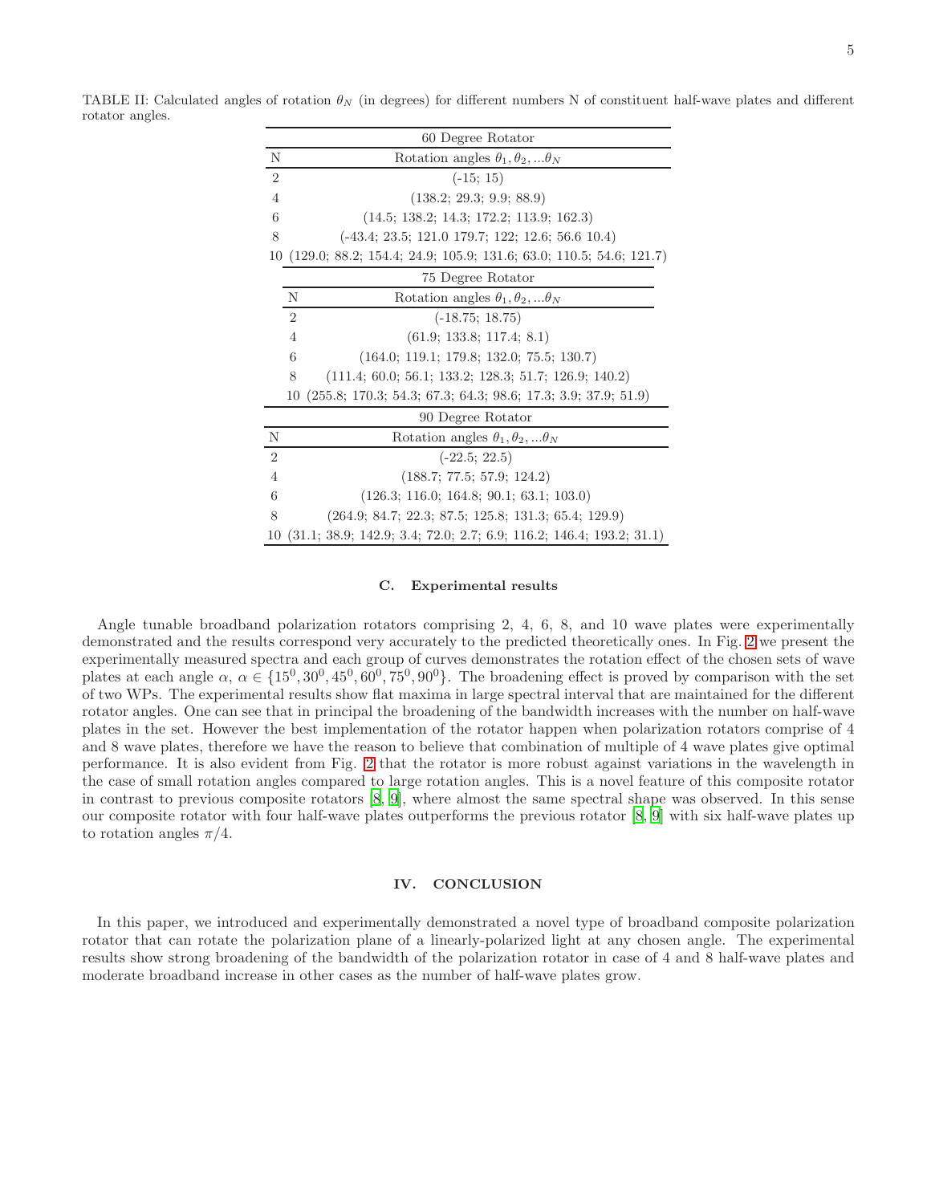TABLE II: Calculated angles of rotation $\theta_N$ (in degrees) for different numbers N of constituent half-wave plates and different rotator angles.

| 60 Degree Rotator | |
|---|---|
| N | Rotation angles $\theta_1, \theta_2, ...\theta_N$ |
| 2 | (-15; 15) |
| 4 | (138.2; 29.3; 9.9; 88.9) |
| 6 | (14.5; 138.2; 14.3; 172.2; 113.9; 162.3) |
| 8 | (-43.4; 23.5; 121.0 179.7; 122; 12.6; 56.6 10.4) |
| 10 | (129.0; 88.2; 154.4; 24.9; 105.9; 131.6; 63.0; 110.5; 54.6; 121.7) |
| **75 Degree Rotator** | |
| N | Rotation angles $\theta_1, \theta_2, ...\theta_N$ |
| 2 | (-18.75; 18.75) |
| 4 | (61.9; 133.8; 117.4; 8.1) |
| 6 | (164.0; 119.1; 179.8; 132.0; 75.5; 130.7) |
| 8 | (111.4; 60.0; 56.1; 133.2; 128.3; 51.7; 126.9; 140.2) |
| 10 | (255.8; 170.3; 54.3; 67.3; 64.3; 98.6; 17.3; 3.9; 37.9; 51.9) |
| **90 Degree Rotator** | |
| N | Rotation angles $\theta_1, \theta_2, ...\theta_N$ |
| 2 | (-22.5; 22.5) |
| 4 | (188.7; 77.5; 57.9; 124.2) |
| 6 | (126.3; 116.0; 164.8; 90.1; 63.1; 103.0) |
| 8 | (264.9; 84.7; 22.3; 87.5; 125.8; 131.3; 65.4; 129.9) |
| 10 | (31.1; 38.9; 142.9; 3.4; 72.0; 2.7; 6.9; 116.2; 146.4; 193.2; 31.1) |

### C. Experimental results

Angle tunable broadband polarization rotators comprising 2, 4, 6, 8, and 10 wave plates were experimentally demonstrated and the results correspond very accurately to the predicted theoretically ones. In Fig. 2 we present the experimentally measured spectra and each group of curves demonstrates the rotation effect of the chosen sets of wave plates at each angle $\alpha$, $\alpha \in \{15^0, 30^0, 45^0, 60^0, 75^0, 90^0\}$. The broadening effect is proved by comparison with the set of two WPs. The experimental results show flat maxima in large spectral interval that are maintained for the different rotator angles. One can see that in principal the broadening of the bandwidth increases with the number on half-wave plates in the set. However the best implementation of the rotator happen when polarization rotators comprise of 4 and 8 wave plates, therefore we have the reason to believe that combination of multiple of 4 wave plates give optimal performance. It is also evident from Fig. 2 that the rotator is more robust against variations in the wavelength in the case of small rotation angles compared to large rotation angles. This is a novel feature of this composite rotator in contrast to previous composite rotators [8, 9], where almost the same spectral shape was observed. In this sense our composite rotator with four half-wave plates outperforms the previous rotator [8, 9] with six half-wave plates up to rotation angles $\pi/4$.

## IV. CONCLUSION

In this paper, we introduced and experimentally demonstrated a novel type of broadband composite polarization rotator that can rotate the polarization plane of a linearly-polarized light at any chosen angle. The experimental results show strong broadening of the bandwidth of the polarization rotator in case of 4 and 8 half-wave plates and moderate broadband increase in other cases as the number of half-wave plates grow.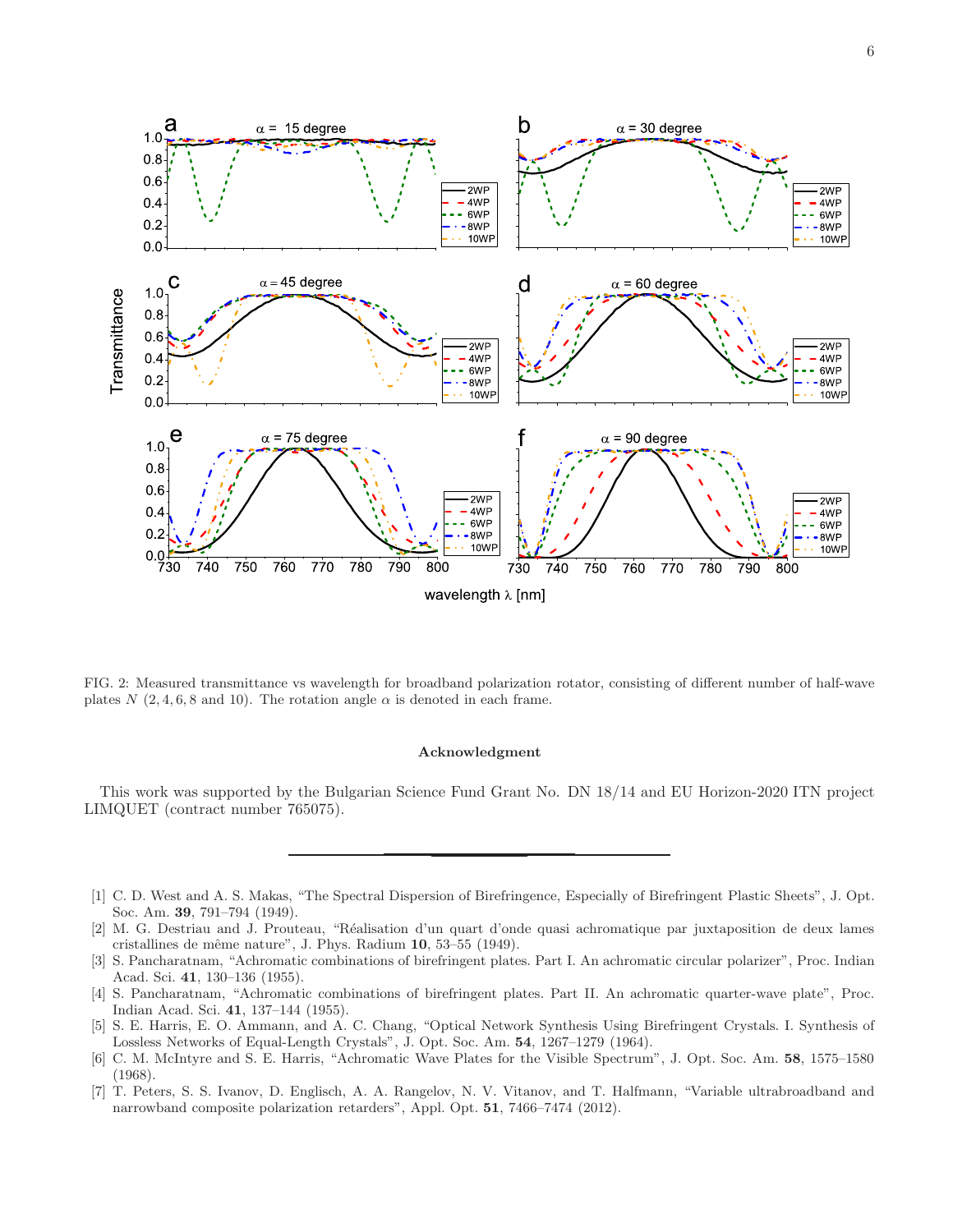FIG. 2: Measured transmittance vs wavelength for broadband polarization rotator, consisting of different number of half-wave plates $N$ (2, 4, 6, 8 and 10). The rotation angle $\alpha$ is denoted in each frame.

## Acknowledgment

This work was supported by the Bulgarian Science Fund Grant No. DN 18/14 and EU Horizon-2020 ITN project LIMQUET (contract number 765075).

---

[1] C. D. West and A. S. Makas, "The Spectral Dispersion of Birefringence, Especially of Birefringent Plastic Sheets", J. Opt. Soc. Am. **39**, 791–794 (1949).

[2] M. G. Destriau and J. Prouteau, "Réalisation d'un quart d'onde quasi achromatique par juxtaposition de deux lames cristallines de même nature", J. Phys. Radium **10**, 53–55 (1949).

[3] S. Pancharatnam, "Achromatic combinations of birefringent plates. Part I. An achromatic circular polarizer", Proc. Indian Acad. Sci. **41**, 130–136 (1955).

[4] S. Pancharatnam, "Achromatic combinations of birefringent plates. Part II. An achromatic quarter-wave plate", Proc. Indian Acad. Sci. **41**, 137–144 (1955).

[5] S. E. Harris, E. O. Ammann, and A. C. Chang, "Optical Network Synthesis Using Birefringent Crystals. I. Synthesis of Lossless Networks of Equal-Length Crystals", J. Opt. Soc. Am. **54**, 1267–1279 (1964).

[6] C. M. McIntyre and S. E. Harris, "Achromatic Wave Plates for the Visible Spectrum", J. Opt. Soc. Am. **58**, 1575–1580 (1968).

[7] T. Peters, S. S. Ivanov, D. Englisch, A. A. Rangelov, N. V. Vitanov, and T. Halfmann, "Variable ultrabroadband and narrowband composite polarization retarders", Appl. Opt. **51**, 7466–7474 (2012).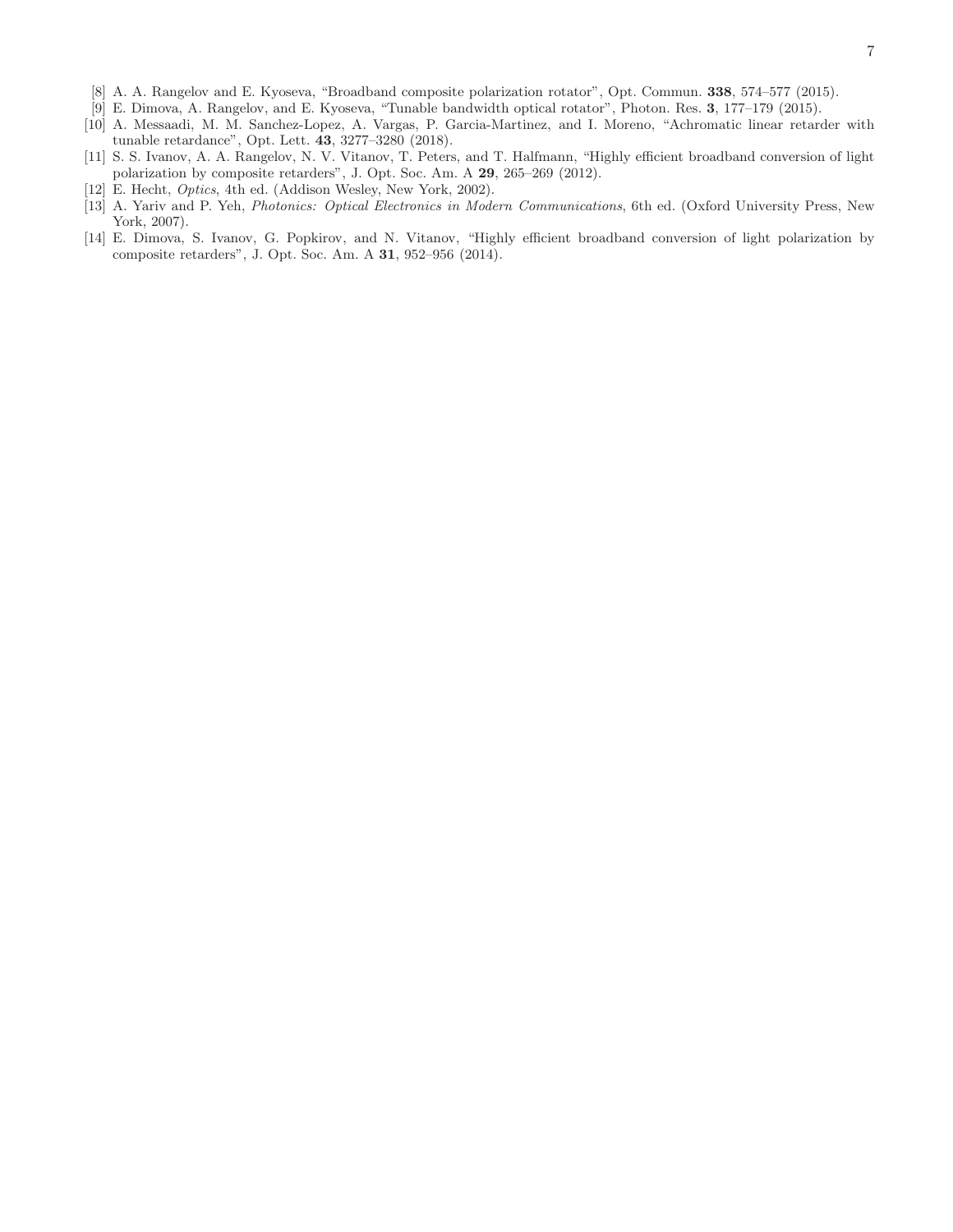[8] A. A. Rangelov and E. Kyoseva, "Broadband composite polarization rotator", Opt. Commun. **338**, 574–577 (2015).

[9] E. Dimova, A. Rangelov, and E. Kyoseva, "Tunable bandwidth optical rotator", Photon. Res. **3**, 177–179 (2015).

[10] A. Messaadi, M. M. Sanchez-Lopez, A. Vargas, P. Garcia-Martinez, and I. Moreno, "Achromatic linear retarder with tunable retardance", Opt. Lett. **43**, 3277–3280 (2018).

[11] S. S. Ivanov, A. A. Rangelov, N. V. Vitanov, T. Peters, and T. Halfmann, "Highly efficient broadband conversion of light polarization by composite retarders", J. Opt. Soc. Am. A **29**, 265–269 (2012).

[12] E. Hecht, *Optics*, 4th ed. (Addison Wesley, New York, 2002).

[13] A. Yariv and P. Yeh, *Photonics: Optical Electronics in Modern Communications*, 6th ed. (Oxford University Press, New York, 2007).

[14] E. Dimova, S. Ivanov, G. Popkirov, and N. Vitanov, "Highly efficient broadband conversion of light polarization by composite retarders", J. Opt. Soc. Am. A **31**, 952–956 (2014).